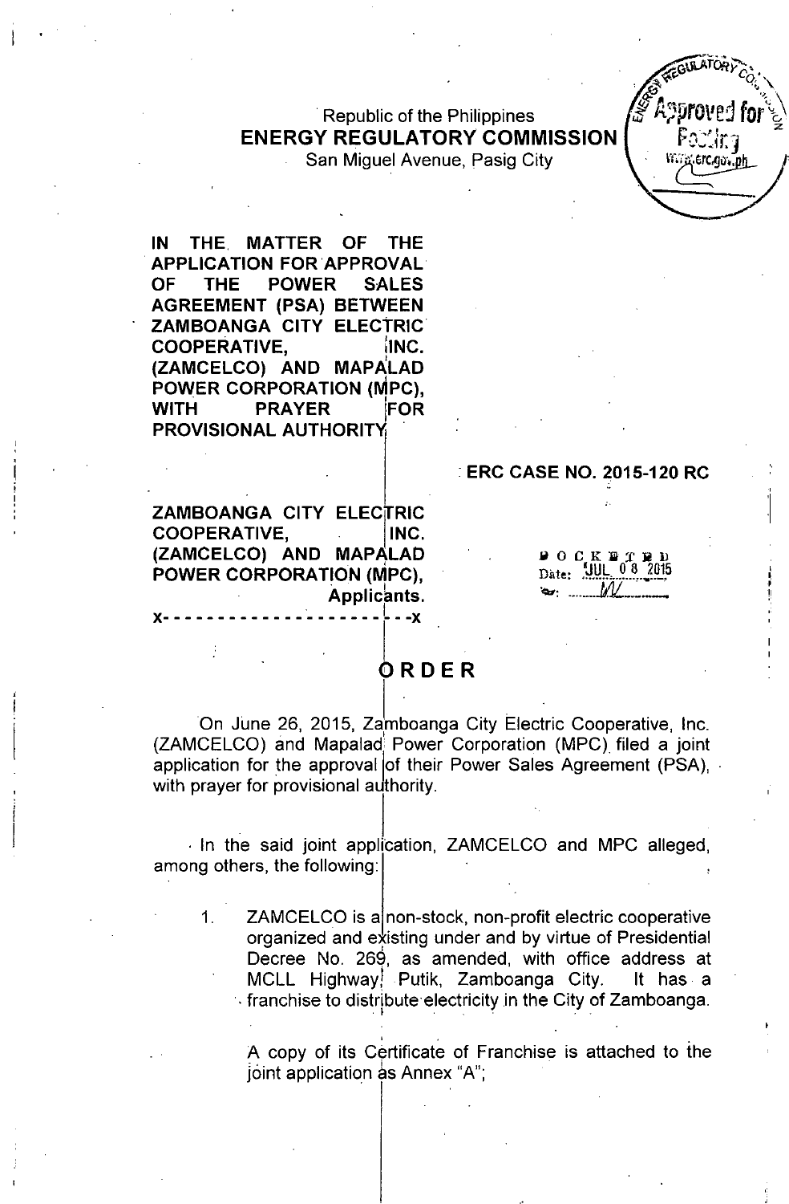Republic of the Philippines
**ENERGY REGULATORY COMMISSION**
San Miguel Avenue, Pasig City

**IN THE MATTER OF THE APPLICATION FOR APPROVAL OF THE POWER SALES AGREEMENT (PSA) BETWEEN ZAMBOANGA CITY ELECTRIC COOPERATIVE, INC. (ZAMCELCO) AND MAPALAD POWER CORPORATION (MPC), WITH PRAYER FOR PROVISIONAL AUTHORITY**

**ERC CASE NO. 2015-120 RC**

**ZAMBOANGA CITY ELECTRIC COOPERATIVE, INC. (ZAMCELCO) AND MAPALAD POWER CORPORATION (MPC),**
**Applicants.**

x- - - - - - - - - - - - - - - - - - - - - - -x

DOCKETED
Date: JUL 08 2015

# ORDER

On June 26, 2015, Zamboanga City Electric Cooperative, Inc. (ZAMCELCO) and Mapalad Power Corporation (MPC) filed a joint application for the approval of their Power Sales Agreement (PSA), with prayer for provisional authority.

In the said joint application, ZAMCELCO and MPC alleged, among others, the following:

1. ZAMCELCO is a non-stock, non-profit electric cooperative organized and existing under and by virtue of Presidential Decree No. 269, as amended, with office address at MCLL Highway, Putik, Zamboanga City. It has a franchise to distribute electricity in the City of Zamboanga.

   A copy of its Certificate of Franchise is attached to the joint application as Annex "A";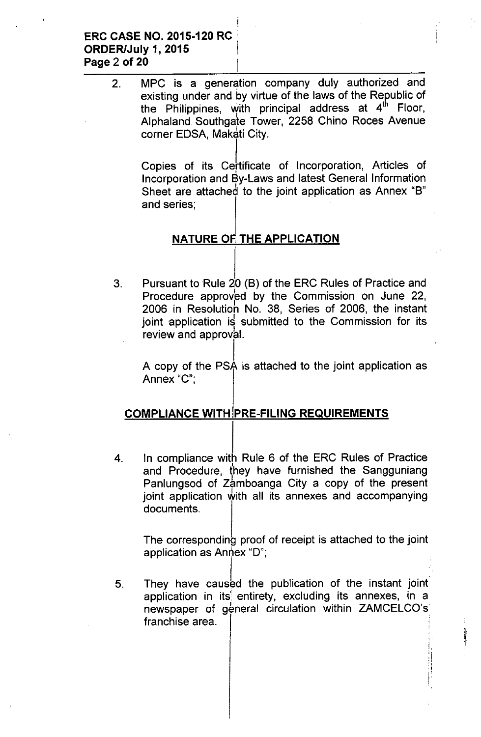2. MPC is a generation company duly authorized and existing under and by virtue of the laws of the Republic of the Philippines, with principal address at 4th Floor, Alphaland Southgate Tower, 2258 Chino Roces Avenue corner EDSA, Makati City.

   Copies of its Certificate of Incorporation, Articles of Incorporation and By-Laws and latest General Information Sheet are attached to the joint application as Annex "B" and series;

## NATURE OF THE APPLICATION

3. Pursuant to Rule 20 (B) of the ERC Rules of Practice and Procedure approved by the Commission on June 22, 2006 in Resolution No. 38, Series of 2006, the instant joint application is submitted to the Commission for its review and approval.

   A copy of the PSA is attached to the joint application as Annex "C";

## COMPLIANCE WITH PRE-FILING REQUIREMENTS

4. In compliance with Rule 6 of the ERC Rules of Practice and Procedure, they have furnished the Sangguniang Panlungsod of Zamboanga City a copy of the present joint application with all its annexes and accompanying documents.

   The corresponding proof of receipt is attached to the joint application as Annex "D";

5. They have caused the publication of the instant joint application in its entirety, excluding its annexes, in a newspaper of general circulation within ZAMCELCO's franchise area.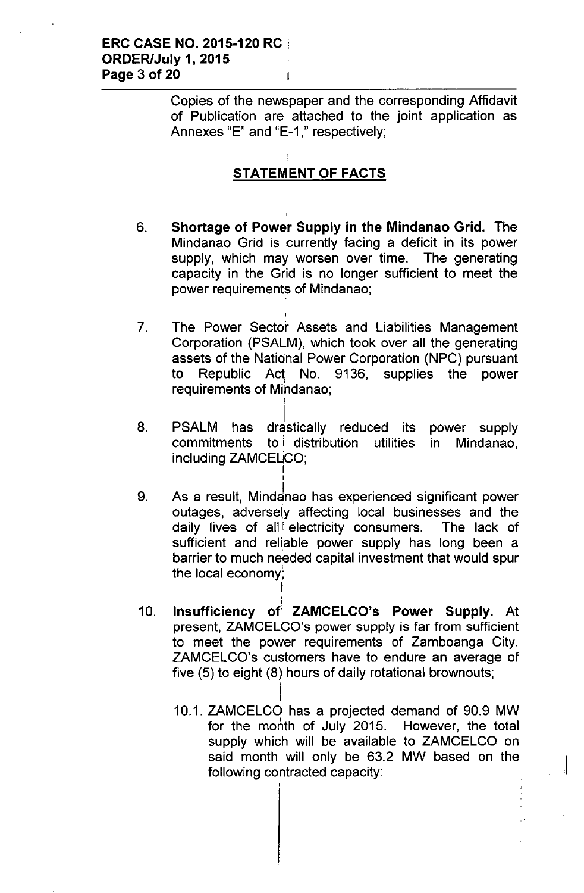Copies of the newspaper and the corresponding Affidavit of Publication are attached to the joint application as Annexes "E" and "E-1," respectively;

## STATEMENT OF FACTS

6. **Shortage of Power Supply in the Mindanao Grid.** The Mindanao Grid is currently facing a deficit in its power supply, which may worsen over time. The generating capacity in the Grid is no longer sufficient to meet the power requirements of Mindanao;

7. The Power Sector Assets and Liabilities Management Corporation (PSALM), which took over all the generating assets of the National Power Corporation (NPC) pursuant to Republic Act No. 9136, supplies the power requirements of Mindanao;

8. PSALM has drastically reduced its power supply commitments to distribution utilities in Mindanao, including ZAMCELCO;

9. As a result, Mindanao has experienced significant power outages, adversely affecting local businesses and the daily lives of all electricity consumers. The lack of sufficient and reliable power supply has long been a barrier to much needed capital investment that would spur the local economy;

10. **Insufficiency of ZAMCELCO's Power Supply.** At present, ZAMCELCO's power supply is far from sufficient to meet the power requirements of Zamboanga City. ZAMCELCO's customers have to endure an average of five (5) to eight (8) hours of daily rotational brownouts;

    10.1. ZAMCELCO has a projected demand of 90.9 MW for the month of July 2015. However, the total supply which will be available to ZAMCELCO on said month will only be 63.2 MW based on the following contracted capacity: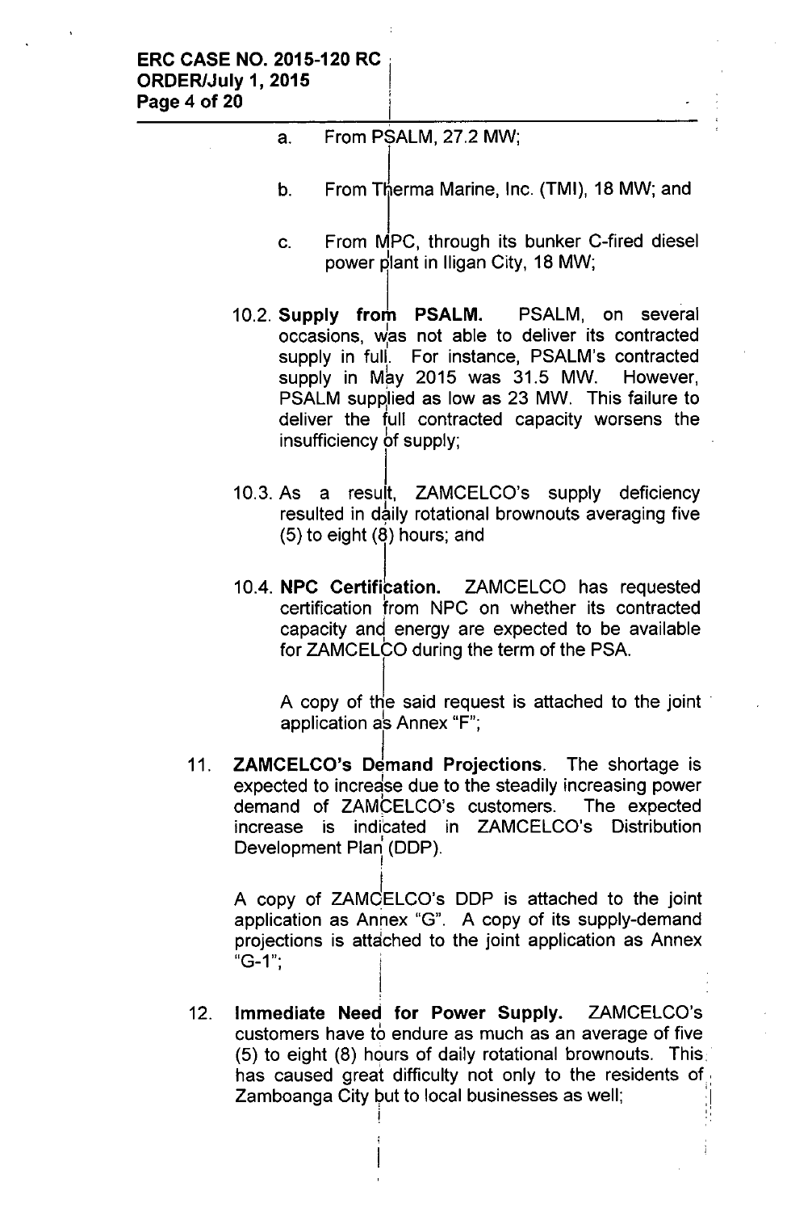a. From PSALM, 27.2 MW;

b. From Therma Marine, Inc. (TMI), 18 MW; and

c. From MPC, through its bunker C-fired diesel power plant in Iligan City, 18 MW;

10.2. **Supply from PSALM.** PSALM, on several occasions, was not able to deliver its contracted supply in full. For instance, PSALM's contracted supply in May 2015 was 31.5 MW. However, PSALM supplied as low as 23 MW. This failure to deliver the full contracted capacity worsens the insufficiency of supply;

10.3. As a result, ZAMCELCO's supply deficiency resulted in daily rotational brownouts averaging five (5) to eight (8) hours; and

10.4. **NPC Certification.** ZAMCELCO has requested certification from NPC on whether its contracted capacity and energy are expected to be available for ZAMCELCO during the term of the PSA.

A copy of the said request is attached to the joint application as Annex "F";

11. **ZAMCELCO's Demand Projections.** The shortage is expected to increase due to the steadily increasing power demand of ZAMCELCO's customers. The expected increase is indicated in ZAMCELCO's Distribution Development Plan (DDP).

A copy of ZAMCELCO's DDP is attached to the joint application as Annex "G". A copy of its supply-demand projections is attached to the joint application as Annex "G-1";

12. **Immediate Need for Power Supply.** ZAMCELCO's customers have to endure as much as an average of five (5) to eight (8) hours of daily rotational brownouts. This has caused great difficulty not only to the residents of Zamboanga City but to local businesses as well;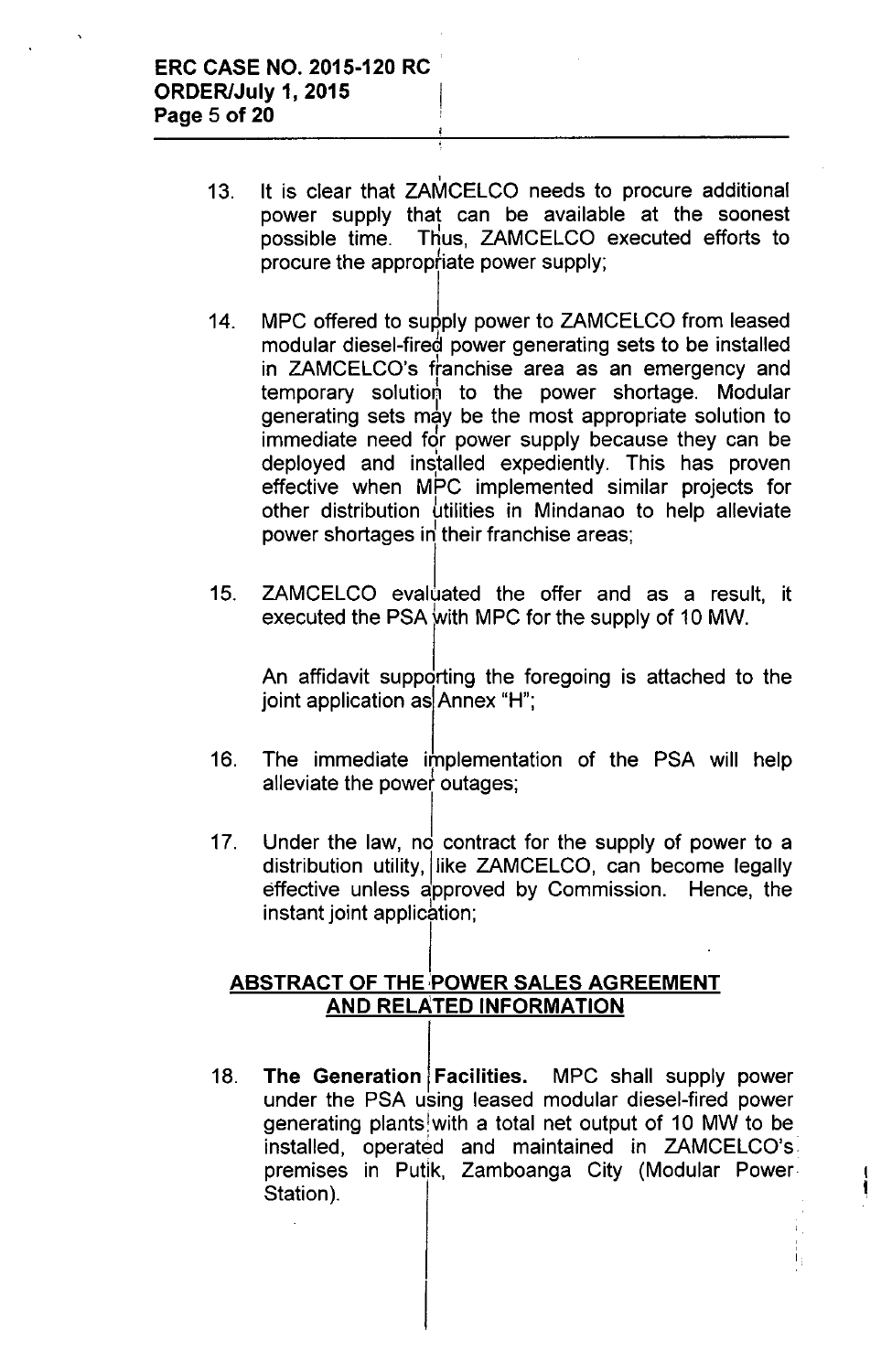13. It is clear that ZAMCELCO needs to procure additional power supply that can be available at the soonest possible time. Thus, ZAMCELCO executed efforts to procure the appropriate power supply;

14. MPC offered to supply power to ZAMCELCO from leased modular diesel-fired power generating sets to be installed in ZAMCELCO's franchise area as an emergency and temporary solution to the power shortage. Modular generating sets may be the most appropriate solution to immediate need for power supply because they can be deployed and installed expediently. This has proven effective when MPC implemented similar projects for other distribution utilities in Mindanao to help alleviate power shortages in their franchise areas;

15. ZAMCELCO evaluated the offer and as a result, it executed the PSA with MPC for the supply of 10 MW.

    An affidavit supporting the foregoing is attached to the joint application as Annex "H";

16. The immediate implementation of the PSA will help alleviate the power outages;

17. Under the law, no contract for the supply of power to a distribution utility, like ZAMCELCO, can become legally effective unless approved by Commission. Hence, the instant joint application;

## ABSTRACT OF THE POWER SALES AGREEMENT AND RELATED INFORMATION

18. **The Generation Facilities.** MPC shall supply power under the PSA using leased modular diesel-fired power generating plants with a total net output of 10 MW to be installed, operated and maintained in ZAMCELCO's premises in Putik, Zamboanga City (Modular Power Station).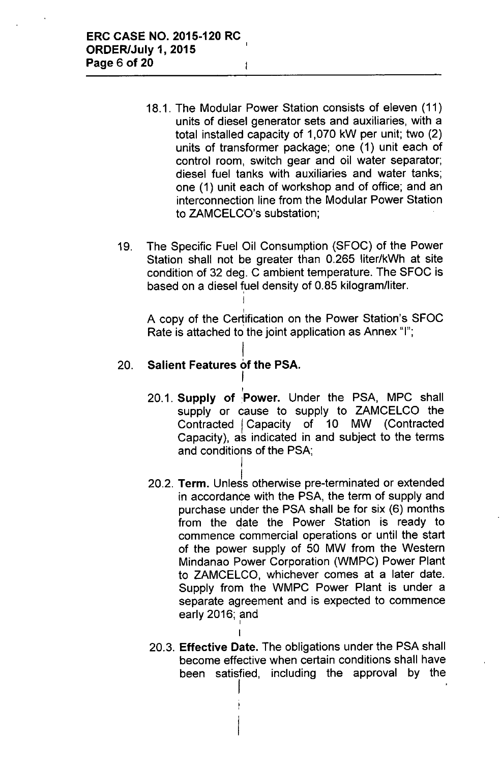18.1. The Modular Power Station consists of eleven (11) units of diesel generator sets and auxiliaries, with a total installed capacity of 1,070 kW per unit; two (2) units of transformer package; one (1) unit each of control room, switch gear and oil water separator; diesel fuel tanks with auxiliaries and water tanks; one (1) unit each of workshop and of office; and an interconnection line from the Modular Power Station to ZAMCELCO's substation;

19. The Specific Fuel Oil Consumption (SFOC) of the Power Station shall not be greater than 0.265 liter/kWh at site condition of 32 deg. C ambient temperature. The SFOC is based on a diesel fuel density of 0.85 kilogram/liter.

A copy of the Certification on the Power Station's SFOC Rate is attached to the joint application as Annex "I";

20. **Salient Features of the PSA.**

20.1. **Supply of Power.** Under the PSA, MPC shall supply or cause to supply to ZAMCELCO the Contracted Capacity of 10 MW (Contracted Capacity), as indicated in and subject to the terms and conditions of the PSA;

20.2. **Term.** Unless otherwise pre-terminated or extended in accordance with the PSA, the term of supply and purchase under the PSA shall be for six (6) months from the date the Power Station is ready to commence commercial operations or until the start of the power supply of 50 MW from the Western Mindanao Power Corporation (WMPC) Power Plant to ZAMCELCO, whichever comes at a later date. Supply from the WMPC Power Plant is under a separate agreement and is expected to commence early 2016; and

20.3. **Effective Date.** The obligations under the PSA shall become effective when certain conditions shall have been satisfied, including the approval by the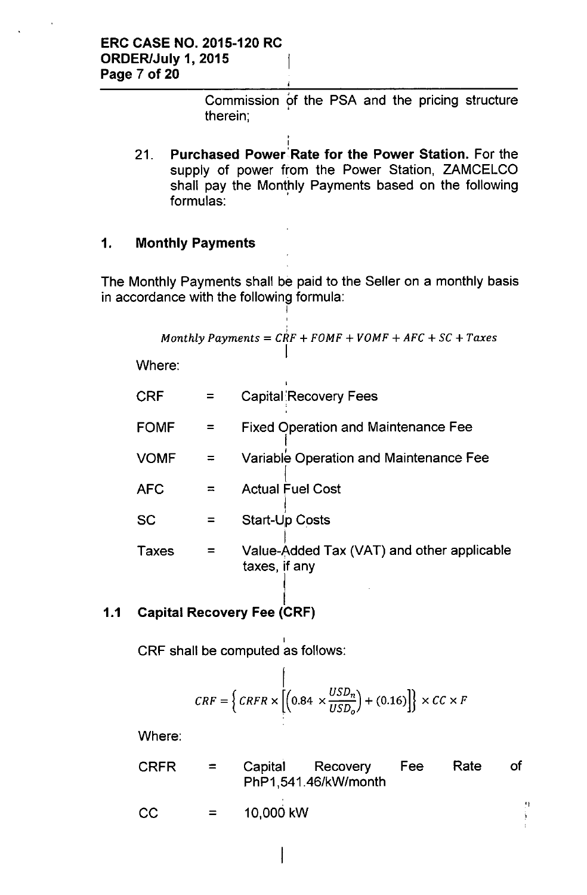Commission of the PSA and the pricing structure therein;

21. **Purchased Power Rate for the Power Station.** For the supply of power from the Power Station, ZAMCELCO shall pay the Monthly Payments based on the following formulas:

## 1. Monthly Payments

The Monthly Payments shall be paid to the Seller on a monthly basis in accordance with the following formula:

$$Monthly\ Payments = CRF + FOMF + VOMF + AFC + SC + Taxes$$

Where:

| | | |
|---|---|---|
| CRF | = | Capital Recovery Fees |
| FOMF | = | Fixed Operation and Maintenance Fee |
| VOMF | = | Variable Operation and Maintenance Fee |
| AFC | = | Actual Fuel Cost |
| SC | = | Start-Up Costs |
| Taxes | = | Value-Added Tax (VAT) and other applicable taxes, if any |

### 1.1 Capital Recovery Fee (CRF)

CRF shall be computed as follows:

$$CRF = \left\{ CRFR \times \left[ \left( 0.84 \times \frac{USD_n}{USD_o} \right) + (0.16) \right] \right\} \times CC \times F$$

Where:

| | | |
|---|---|---|
| CRFR | = | Capital Recovery Fee Rate of PhP1,541.46/kW/month |
| CC | = | 10,000 kW |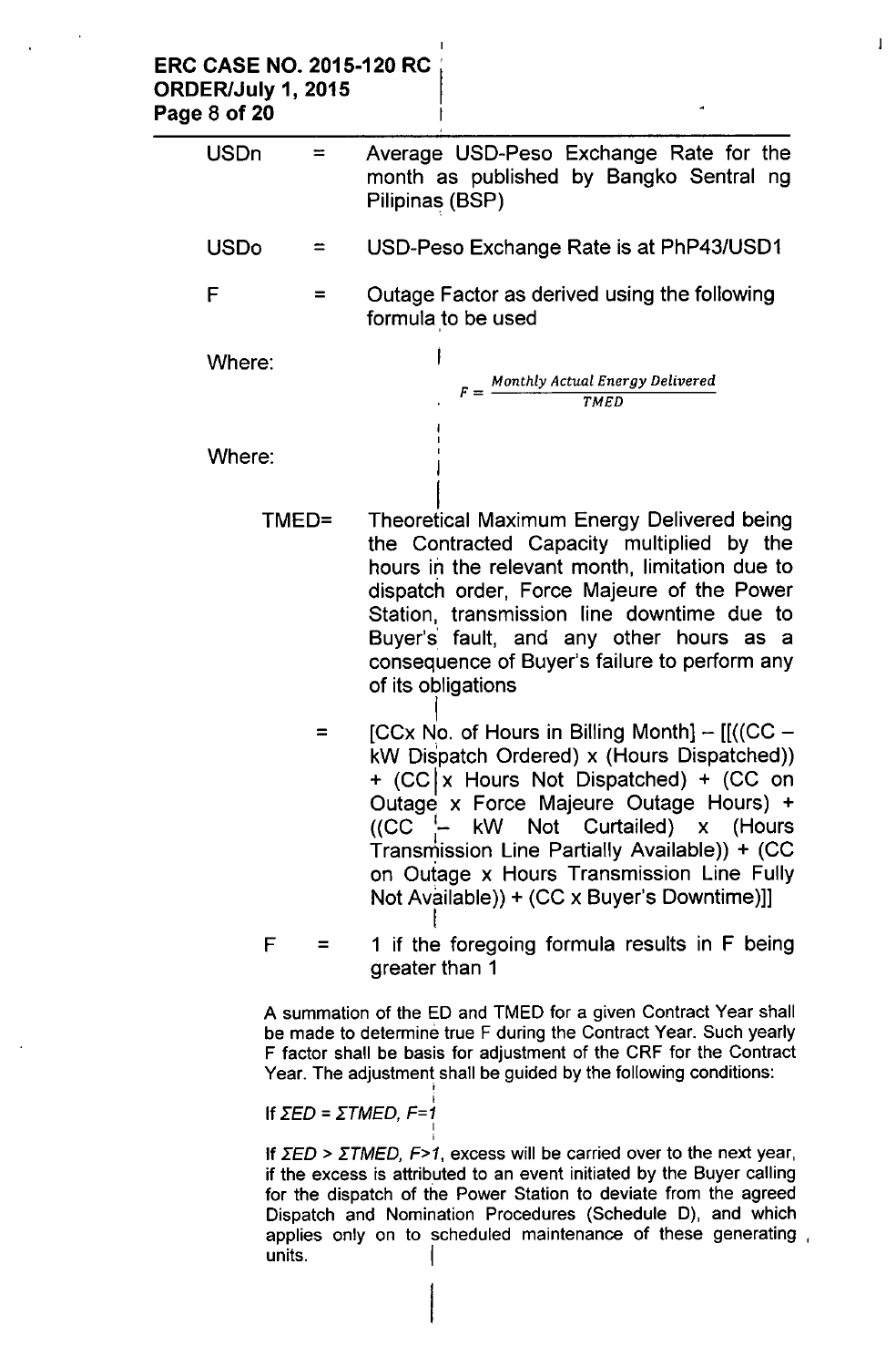USDn = Average USD-Peso Exchange Rate for the month as published by Bangko Sentral ng Pilipinas (BSP)

USDo = USD-Peso Exchange Rate is at PhP43/USD1

F = Outage Factor as derived using the following formula to be used

Where:

$$F = \frac{\textit{Monthly Actual Energy Delivered}}{\textit{TMED}}$$

Where:

TMED= Theoretical Maximum Energy Delivered being the Contracted Capacity multiplied by the hours in the relevant month, limitation due to dispatch order, Force Majeure of the Power Station, transmission line downtime due to Buyer's fault, and any other hours as a consequence of Buyer's failure to perform any of its obligations

= [CCx No. of Hours in Billing Month] – [[((CC – kW Dispatch Ordered) x (Hours Dispatched)) + (CC x Hours Not Dispatched) + (CC on Outage x Force Majeure Outage Hours) + ((CC – kW Not Curtailed) x (Hours Transmission Line Partially Available)) + (CC on Outage x Hours Transmission Line Fully Not Available)) + (CC x Buyer's Downtime)]]

F = 1 if the foregoing formula results in F being greater than 1

A summation of the ED and TMED for a given Contract Year shall be made to determine true F during the Contract Year. Such yearly F factor shall be basis for adjustment of the CRF for the Contract Year. The adjustment shall be guided by the following conditions:

If $\Sigma ED = \Sigma TMED$, $F=1$

If $\Sigma ED > \Sigma TMED$, $F>1$, excess will be carried over to the next year, if the excess is attributed to an event initiated by the Buyer calling for the dispatch of the Power Station to deviate from the agreed Dispatch and Nomination Procedures (Schedule D), and which applies only on to scheduled maintenance of these generating units.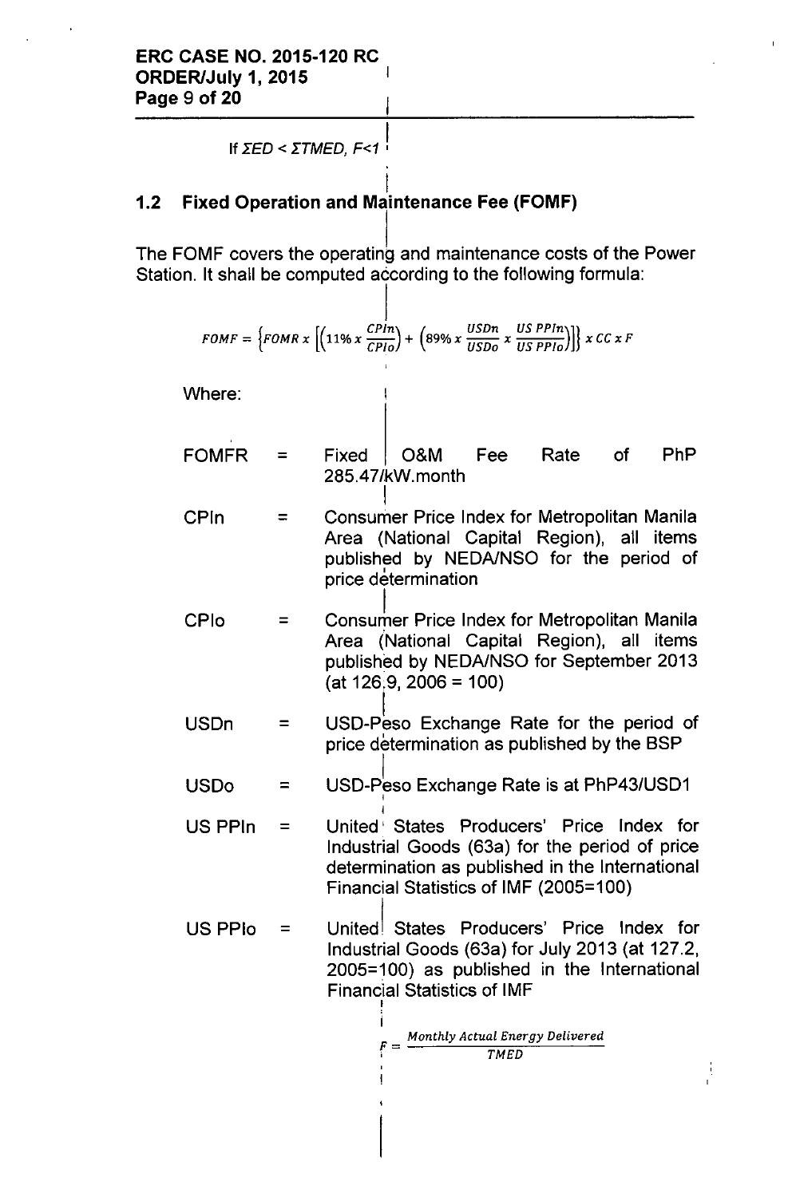If $\Sigma ED < \Sigma TMED$, $F<1$

## 1.2 Fixed Operation and Maintenance Fee (FOMF)

The FOMF covers the operating and maintenance costs of the Power Station. It shall be computed according to the following formula:

$$FOMF = \left\{FOMR \, x \left[\left(11\% \, x \, \frac{CPIn}{CPIo}\right) + \left(89\% \, x \, \frac{USDn}{USDo} \, x \, \frac{US\,PPIn}{US\,PPIo}\right)\right]\right\} x \, CC \, x \, F$$

Where:

| | | |
|---|---|---|
| FOMFR | = | Fixed O&M Fee Rate of PhP 285.47/kW.month |
| CPIn | = | Consumer Price Index for Metropolitan Manila Area (National Capital Region), all items published by NEDA/NSO for the period of price determination |
| CPIo | = | Consumer Price Index for Metropolitan Manila Area (National Capital Region), all items published by NEDA/NSO for September 2013 (at 126.9, 2006 = 100) |
| USDn | = | USD-Peso Exchange Rate for the period of price determination as published by the BSP |
| USDo | = | USD-Peso Exchange Rate is at PhP43/USD1 |
| US PPIn | = | United States Producers' Price Index for Industrial Goods (63a) for the period of price determination as published in the International Financial Statistics of IMF (2005=100) |
| US PPIo | = | United States Producers' Price Index for Industrial Goods (63a) for July 2013 (at 127.2, 2005=100) as published in the International Financial Statistics of IMF |

$$F = \frac{Monthly\ Actual\ Energy\ Delivered}{TMED}$$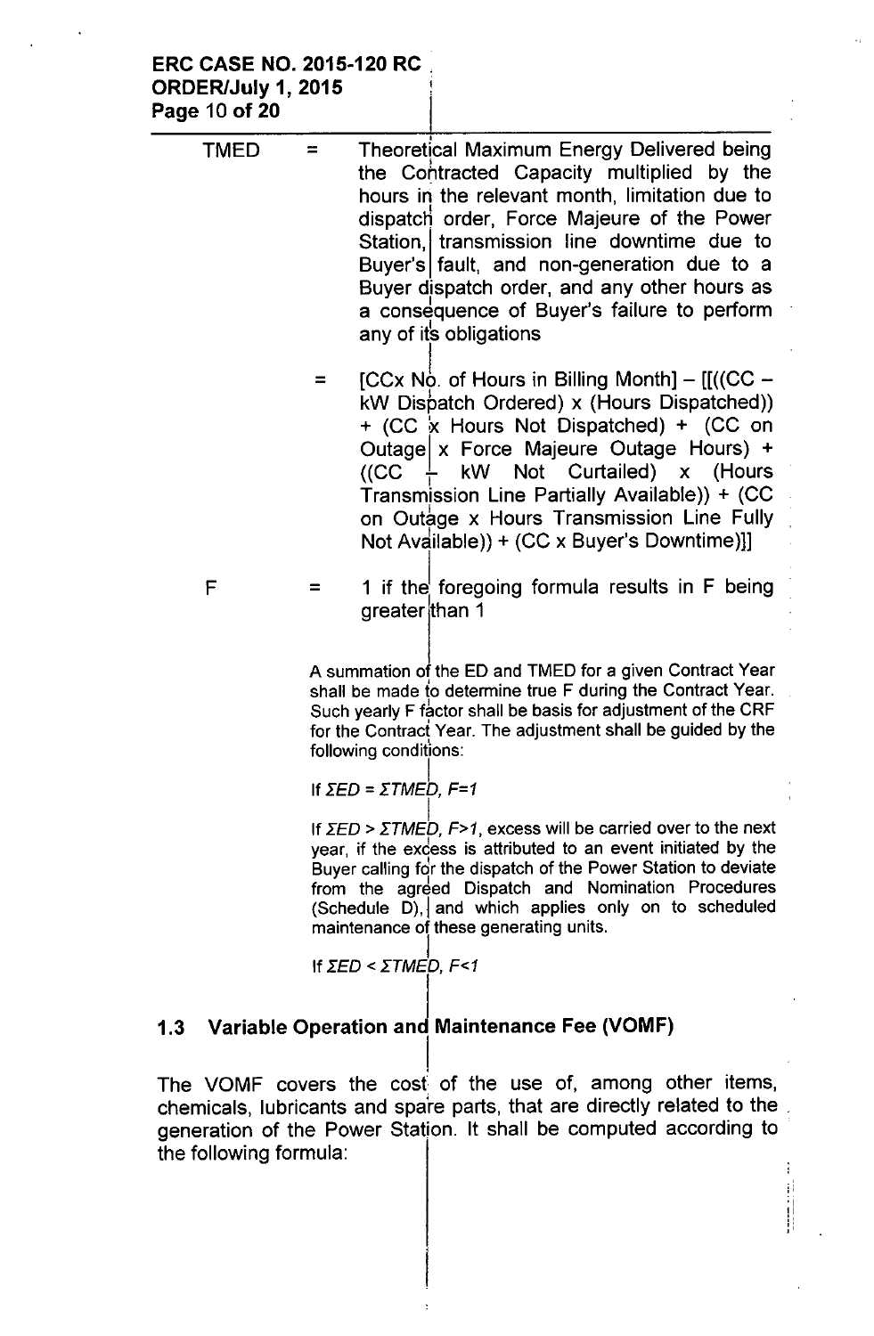| | | |
|---|---|---|
| TMED | = | Theoretical Maximum Energy Delivered being the Contracted Capacity multiplied by the hours in the relevant month, limitation due to dispatch order, Force Majeure of the Power Station, transmission line downtime due to Buyer's fault, and non-generation due to a Buyer dispatch order, and any other hours as a consequence of Buyer's failure to perform any of its obligations |
| | = | [CCx No. of Hours in Billing Month] – [[((CC – kW Dispatch Ordered) x (Hours Dispatched)) + (CC x Hours Not Dispatched) + (CC on Outage x Force Majeure Outage Hours) + ((CC – kW Not Curtailed) x (Hours Transmission Line Partially Available)) + (CC on Outage x Hours Transmission Line Fully Not Available)) + (CC x Buyer's Downtime)]] |
| F | = | 1 if the foregoing formula results in F being greater than 1 |

A summation of the ED and TMED for a given Contract Year shall be made to determine true F during the Contract Year. Such yearly F factor shall be basis for adjustment of the CRF for the Contract Year. The adjustment shall be guided by the following conditions:

If $\Sigma ED = \Sigma TMED$, $F=1$

If $\Sigma ED > \Sigma TMED$, $F>1$, excess will be carried over to the next year, if the excess is attributed to an event initiated by the Buyer calling for the dispatch of the Power Station to deviate from the agreed Dispatch and Nomination Procedures (Schedule D), and which applies only on to scheduled maintenance of these generating units.

If $\Sigma ED < \Sigma TMED$, $F<1$

## 1.3 Variable Operation and Maintenance Fee (VOMF)

The VOMF covers the cost of the use of, among other items, chemicals, lubricants and spare parts, that are directly related to the generation of the Power Station. It shall be computed according to the following formula: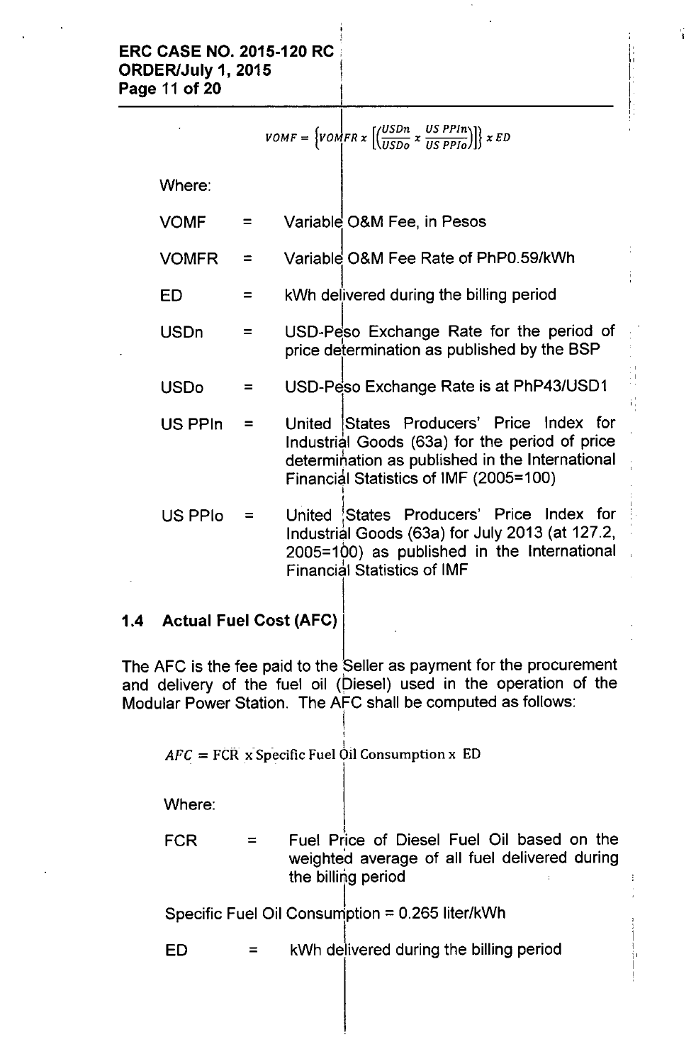$$VOMF = \left\{VOMFR \times \left[\left(\frac{USDn}{USDo} \times \frac{US\ PPIn}{US\ PPIo}\right)\right]\right\} \times ED$$

Where:

| | | |
|---|---|---|
| VOMF | = | Variable O&M Fee, in Pesos |
| VOMFR | = | Variable O&M Fee Rate of PhP0.59/kWh |
| ED | = | kWh delivered during the billing period |
| USDn | = | USD-Peso Exchange Rate for the period of price determination as published by the BSP |
| USDo | = | USD-Peso Exchange Rate is at PhP43/USD1 |
| US PPIn | = | United States Producers' Price Index for Industrial Goods (63a) for the period of price determination as published in the International Financial Statistics of IMF (2005=100) |
| US PPIo | = | United States Producers' Price Index for Industrial Goods (63a) for July 2013 (at 127.2, 2005=100) as published in the International Financial Statistics of IMF |

### 1.4 Actual Fuel Cost (AFC)

The AFC is the fee paid to the Seller as payment for the procurement and delivery of the fuel oil (Diesel) used in the operation of the Modular Power Station. The AFC shall be computed as follows:

$$AFC = \text{FCR} \times \text{Specific Fuel Oil Consumption} \times \text{ED}$$

Where:

| | | |
|---|---|---|
| FCR | = | Fuel Price of Diesel Fuel Oil based on the weighted average of all fuel delivered during the billing period |

Specific Fuel Oil Consumption = 0.265 liter/kWh

| | | |
|---|---|---|
| ED | = | kWh delivered during the billing period |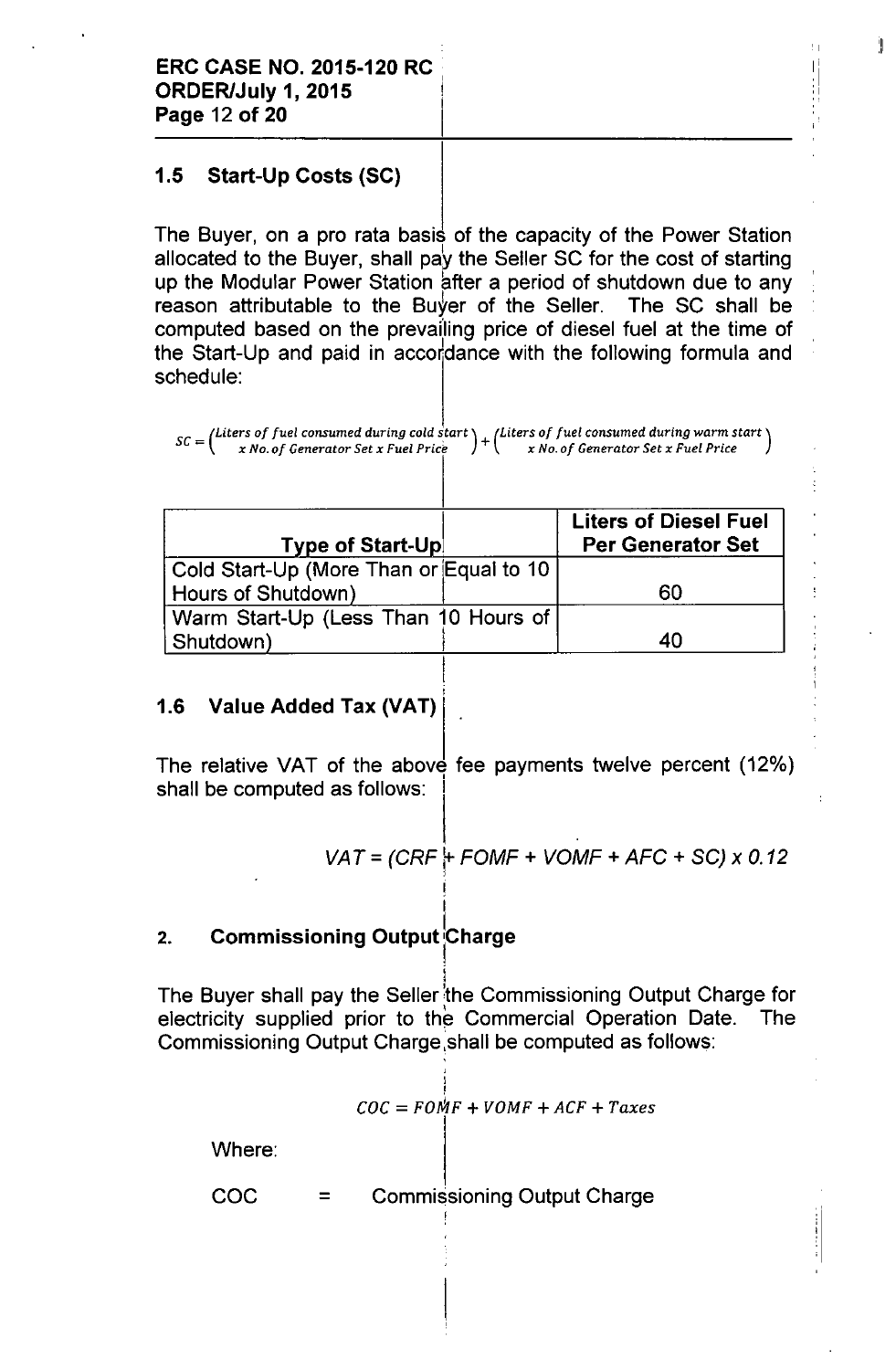### 1.5 Start-Up Costs (SC)

The Buyer, on a pro rata basis of the capacity of the Power Station allocated to the Buyer, shall pay the Seller SC for the cost of starting up the Modular Power Station after a period of shutdown due to any reason attributable to the Buyer of the Seller. The SC shall be computed based on the prevailing price of diesel fuel at the time of the Start-Up and paid in accordance with the following formula and schedule:

$$SC = \begin{pmatrix} \text{Liters of fuel consumed during cold start} \\ x \text{ No. of Generator Set x Fuel Price} \end{pmatrix} + \begin{pmatrix} \text{Liters of fuel consumed during warm start} \\ x \text{ No. of Generator Set x Fuel Price} \end{pmatrix}$$

| Type of Start-Up | Liters of Diesel Fuel Per Generator Set |
|---|---|
| Cold Start-Up (More Than or Equal to 10 Hours of Shutdown) | 60 |
| Warm Start-Up (Less Than 10 Hours of Shutdown) | 40 |

### 1.6 Value Added Tax (VAT)

The relative VAT of the above fee payments twelve percent (12%) shall be computed as follows:

$$VAT = (CRF + FOMF + VOMF + AFC + SC) \times 0.12$$

## 2. Commissioning Output Charge

The Buyer shall pay the Seller the Commissioning Output Charge for electricity supplied prior to the Commercial Operation Date. The Commissioning Output Charge shall be computed as follows:

$$COC = FOMF + VOMF + ACF + Taxes$$

Where:

COC = Commissioning Output Charge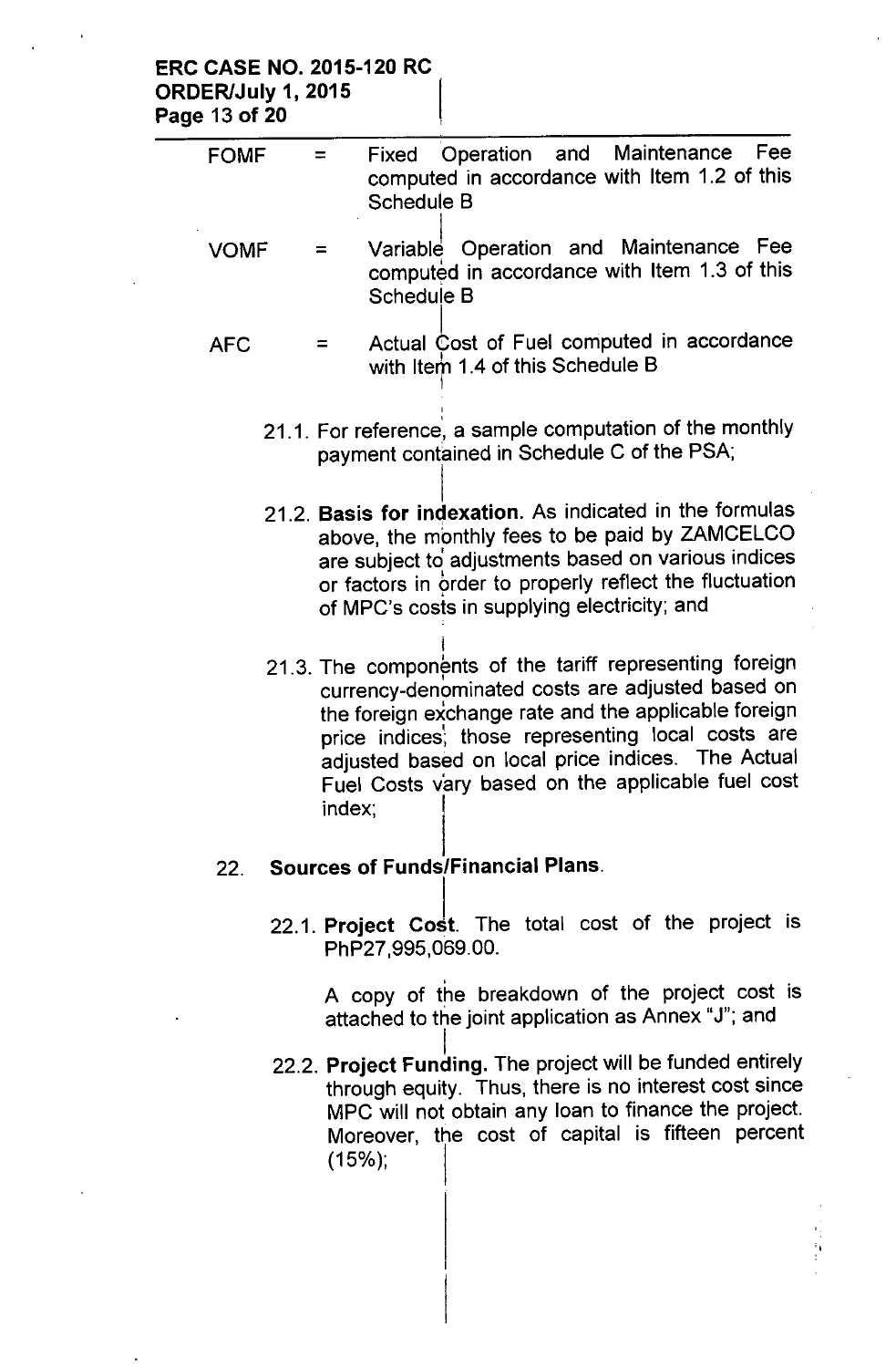FOMF = Fixed Operation and Maintenance Fee computed in accordance with Item 1.2 of this Schedule B

VOMF = Variable Operation and Maintenance Fee computed in accordance with Item 1.3 of this Schedule B

AFC = Actual Cost of Fuel computed in accordance with Item 1.4 of this Schedule B

21.1. For reference, a sample computation of the monthly payment contained in Schedule C of the PSA;

21.2. **Basis for indexation.** As indicated in the formulas above, the monthly fees to be paid by ZAMCELCO are subject to adjustments based on various indices or factors in order to properly reflect the fluctuation of MPC's costs in supplying electricity; and

21.3. The components of the tariff representing foreign currency-denominated costs are adjusted based on the foreign exchange rate and the applicable foreign price indices; those representing local costs are adjusted based on local price indices. The Actual Fuel Costs vary based on the applicable fuel cost index;

22. **Sources of Funds/Financial Plans.**

22.1. **Project Cost**. The total cost of the project is PhP27,995,069.00.

A copy of the breakdown of the project cost is attached to the joint application as Annex "J"; and

22.2. **Project Funding.** The project will be funded entirely through equity. Thus, there is no interest cost since MPC will not obtain any loan to finance the project. Moreover, the cost of capital is fifteen percent (15%);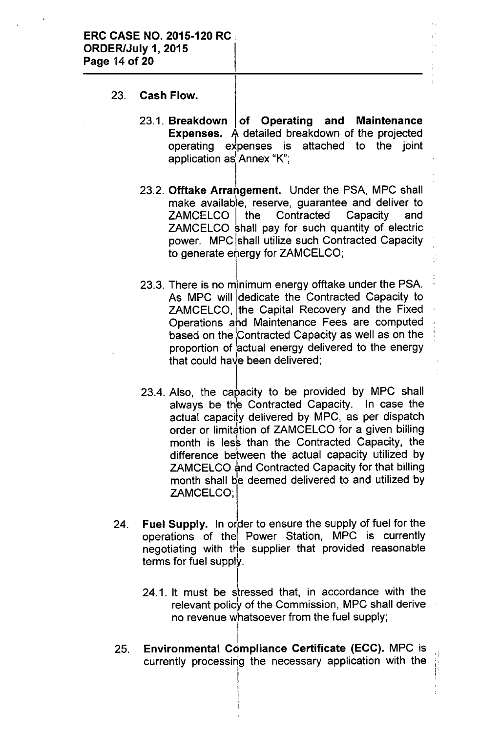23. **Cash Flow.**

    23.1. **Breakdown of Operating and Maintenance Expenses.** A detailed breakdown of the projected operating expenses is attached to the joint application as Annex "K";

    23.2. **Offtake Arrangement.** Under the PSA, MPC shall make available, reserve, guarantee and deliver to ZAMCELCO the Contracted Capacity and ZAMCELCO shall pay for such quantity of electric power. MPC shall utilize such Contracted Capacity to generate energy for ZAMCELCO;

    23.3. There is no minimum energy offtake under the PSA. As MPC will dedicate the Contracted Capacity to ZAMCELCO, the Capital Recovery and the Fixed Operations and Maintenance Fees are computed based on the Contracted Capacity as well as on the proportion of actual energy delivered to the energy that could have been delivered;

    23.4. Also, the capacity to be provided by MPC shall always be the Contracted Capacity. In case the actual capacity delivered by MPC, as per dispatch order or limitation of ZAMCELCO for a given billing month is less than the Contracted Capacity, the difference between the actual capacity utilized by ZAMCELCO and Contracted Capacity for that billing month shall be deemed delivered to and utilized by ZAMCELCO;

24. **Fuel Supply.** In order to ensure the supply of fuel for the operations of the Power Station, MPC is currently negotiating with the supplier that provided reasonable terms for fuel supply.

    24.1. It must be stressed that, in accordance with the relevant policy of the Commission, MPC shall derive no revenue whatsoever from the fuel supply;

25. **Environmental Compliance Certificate (ECC).** MPC is currently processing the necessary application with the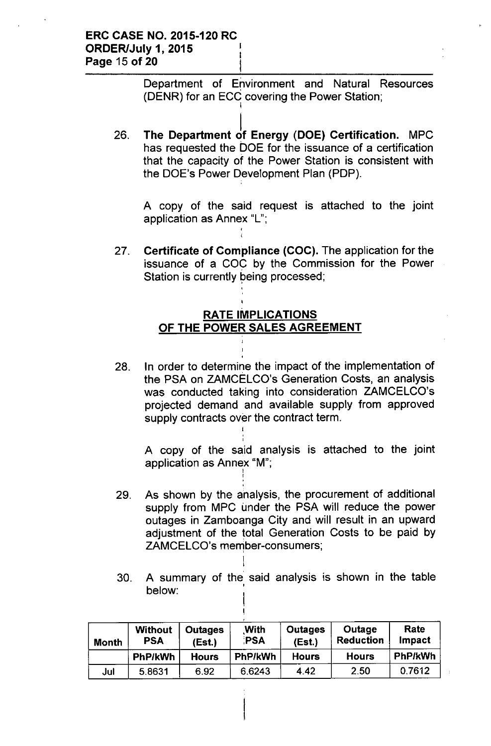Department of Environment and Natural Resources (DENR) for an ECC covering the Power Station;

26. **The Department of Energy (DOE) Certification.** MPC has requested the DOE for the issuance of a certification that the capacity of the Power Station is consistent with the DOE's Power Development Plan (PDP).

    A copy of the said request is attached to the joint application as Annex "L";

27. **Certificate of Compliance (COC).** The application for the issuance of a COC by the Commission for the Power Station is currently being processed;

## RATE IMPLICATIONS OF THE POWER SALES AGREEMENT

28. In order to determine the impact of the implementation of the PSA on ZAMCELCO's Generation Costs, an analysis was conducted taking into consideration ZAMCELCO's projected demand and available supply from approved supply contracts over the contract term.

    A copy of the said analysis is attached to the joint application as Annex "M";

29. As shown by the analysis, the procurement of additional supply from MPC under the PSA will reduce the power outages in Zamboanga City and will result in an upward adjustment of the total Generation Costs to be paid by ZAMCELCO's member-consumers;

30. A summary of the said analysis is shown in the table below:

| Month | Without PSA | Outages (Est.) | With PSA | Outages (Est.) | Outage Reduction | Rate Impact |
|---|---|---|---|---|---|---|
| | PhP/kWh | Hours | PhP/kWh | Hours | Hours | PhP/kWh |
| Jul | 5.8631 | 6.92 | 6.6243 | 4.42 | 2.50 | 0.7612 |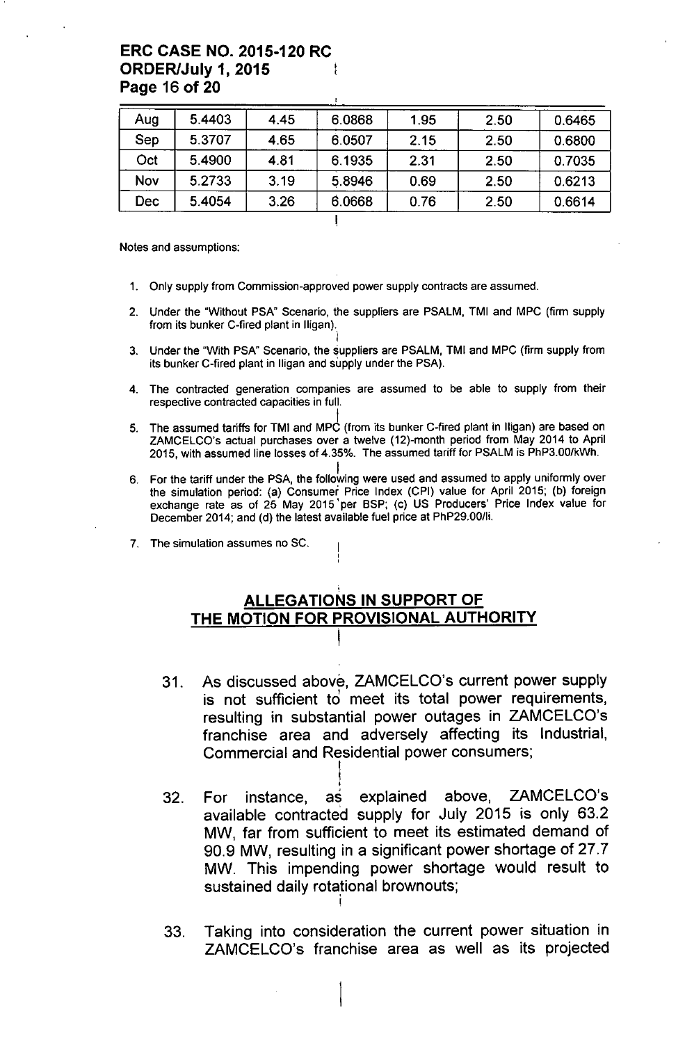| Aug | 5.4403 | 4.45 | 6.0868 | 1.95 | 2.50 | 0.6465 |
|---|---|---|---|---|---|---|
| Sep | 5.3707 | 4.65 | 6.0507 | 2.15 | 2.50 | 0.6800 |
| Oct | 5.4900 | 4.81 | 6.1935 | 2.31 | 2.50 | 0.7035 |
| Nov | 5.2733 | 3.19 | 5.8946 | 0.69 | 2.50 | 0.6213 |
| Dec | 5.4054 | 3.26 | 6.0668 | 0.76 | 2.50 | 0.6614 |

Notes and assumptions:

1. Only supply from Commission-approved power supply contracts are assumed.
2. Under the "Without PSA" Scenario, the suppliers are PSALM, TMI and MPC (firm supply from its bunker C-fired plant in Iligan).
3. Under the "With PSA" Scenario, the suppliers are PSALM, TMI and MPC (firm supply from its bunker C-fired plant in Iligan and supply under the PSA).
4. The contracted generation companies are assumed to be able to supply from their respective contracted capacities in full.
5. The assumed tariffs for TMI and MPC (from its bunker C-fired plant in Iligan) are based on ZAMCELCO's actual purchases over a twelve (12)-month period from May 2014 to April 2015, with assumed line losses of 4.35%. The assumed tariff for PSALM is PhP3.00/kWh.
6. For the tariff under the PSA, the following were used and assumed to apply uniformly over the simulation period: (a) Consumer Price Index (CPI) value for April 2015; (b) foreign exchange rate as of 25 May 2015 per BSP; (c) US Producers' Price Index value for December 2014; and (d) the latest available fuel price at PhP29.00/li.
7. The simulation assumes no SC.

## ALLEGATIONS IN SUPPORT OF THE MOTION FOR PROVISIONAL AUTHORITY

31. As discussed above, ZAMCELCO's current power supply is not sufficient to meet its total power requirements, resulting in substantial power outages in ZAMCELCO's franchise area and adversely affecting its Industrial, Commercial and Residential power consumers;

32. For instance, as explained above, ZAMCELCO's available contracted supply for July 2015 is only 63.2 MW, far from sufficient to meet its estimated demand of 90.9 MW, resulting in a significant power shortage of 27.7 MW. This impending power shortage would result to sustained daily rotational brownouts;

33. Taking into consideration the current power situation in ZAMCELCO's franchise area as well as its projected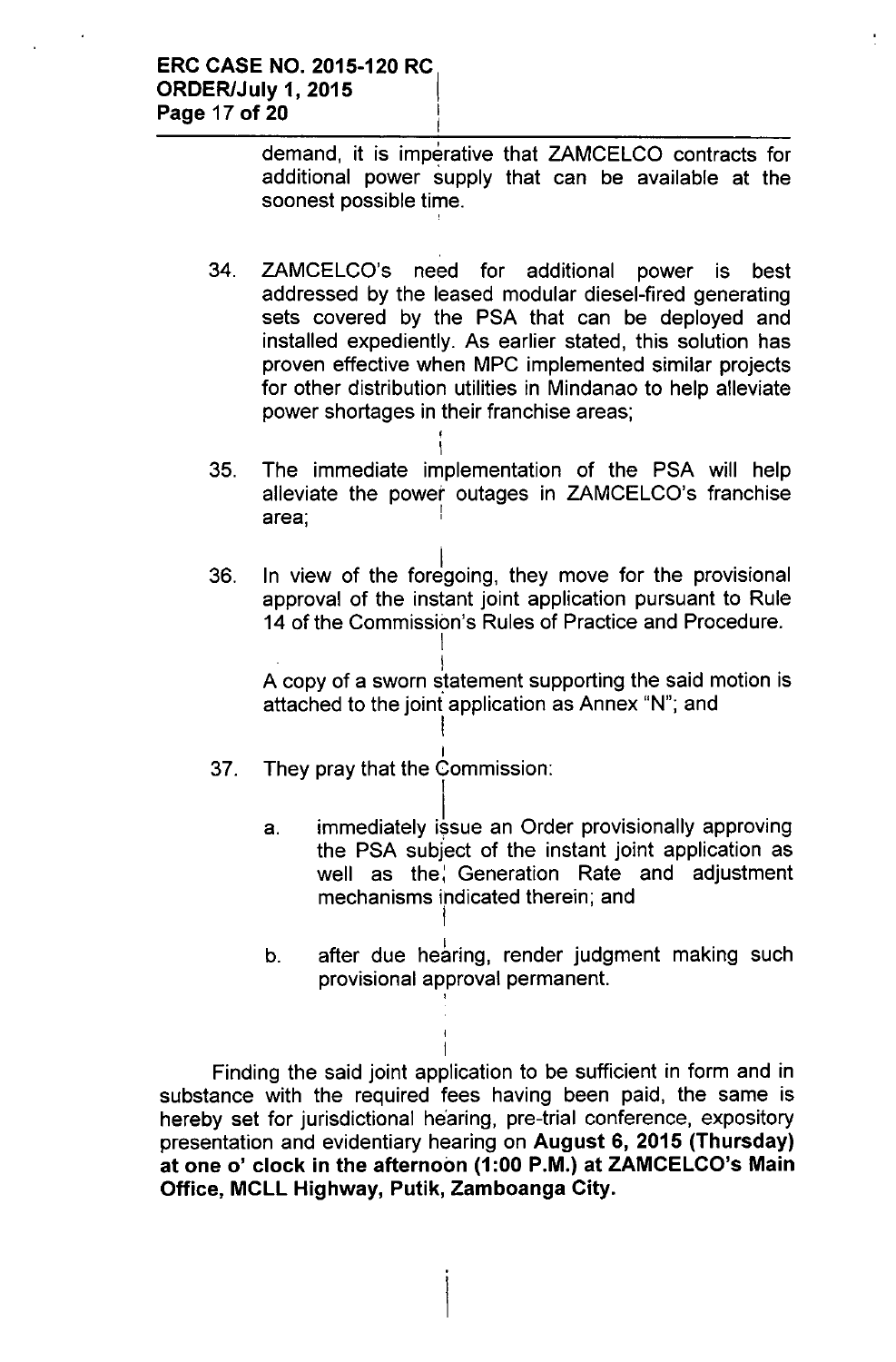demand, it is imperative that ZAMCELCO contracts for additional power supply that can be available at the soonest possible time.

34. ZAMCELCO's need for additional power is best addressed by the leased modular diesel-fired generating sets covered by the PSA that can be deployed and installed expediently. As earlier stated, this solution has proven effective when MPC implemented similar projects for other distribution utilities in Mindanao to help alleviate power shortages in their franchise areas;

35. The immediate implementation of the PSA will help alleviate the power outages in ZAMCELCO's franchise area;

36. In view of the foregoing, they move for the provisional approval of the instant joint application pursuant to Rule 14 of the Commission's Rules of Practice and Procedure.

    A copy of a sworn statement supporting the said motion is attached to the joint application as Annex "N"; and

37. They pray that the Commission:

    a. immediately issue an Order provisionally approving the PSA subject of the instant joint application as well as the Generation Rate and adjustment mechanisms indicated therein; and

    b. after due hearing, render judgment making such provisional approval permanent.

Finding the said joint application to be sufficient in form and in substance with the required fees having been paid, the same is hereby set for jurisdictional hearing, pre-trial conference, expository presentation and evidentiary hearing on **August 6, 2015 (Thursday) at one o' clock in the afternoon (1:00 P.M.) at ZAMCELCO's Main Office, MCLL Highway, Putik, Zamboanga City.**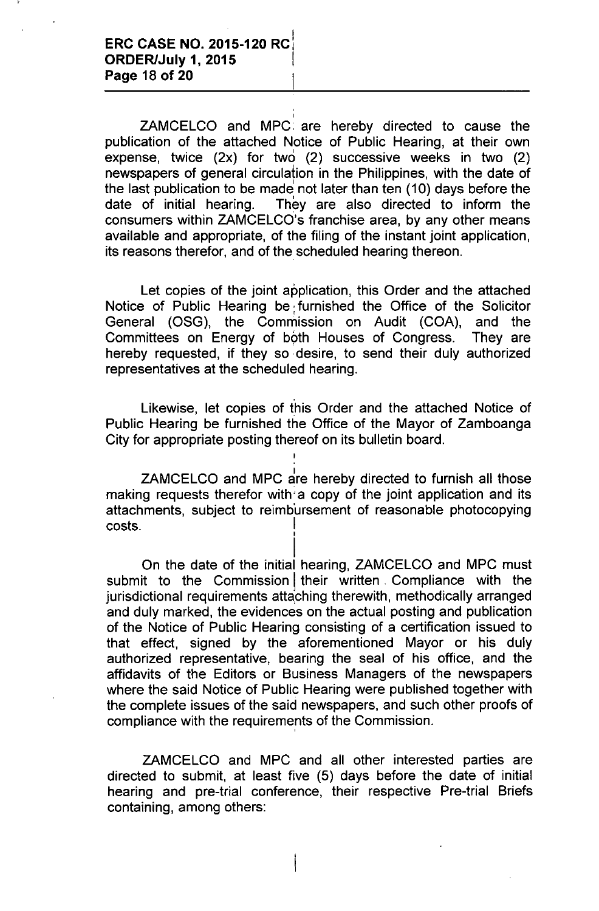ZAMCELCO and MPC are hereby directed to cause the publication of the attached Notice of Public Hearing, at their own expense, twice (2x) for two (2) successive weeks in two (2) newspapers of general circulation in the Philippines, with the date of the last publication to be made not later than ten (10) days before the date of initial hearing. They are also directed to inform the consumers within ZAMCELCO's franchise area, by any other means available and appropriate, of the filing of the instant joint application, its reasons therefor, and of the scheduled hearing thereon.

Let copies of the joint application, this Order and the attached Notice of Public Hearing be furnished the Office of the Solicitor General (OSG), the Commission on Audit (COA), and the Committees on Energy of both Houses of Congress. They are hereby requested, if they so desire, to send their duly authorized representatives at the scheduled hearing.

Likewise, let copies of this Order and the attached Notice of Public Hearing be furnished the Office of the Mayor of Zamboanga City for appropriate posting thereof on its bulletin board.

ZAMCELCO and MPC are hereby directed to furnish all those making requests therefor with a copy of the joint application and its attachments, subject to reimbursement of reasonable photocopying costs.

On the date of the initial hearing, ZAMCELCO and MPC must submit to the Commission their written Compliance with the jurisdictional requirements attaching therewith, methodically arranged and duly marked, the evidences on the actual posting and publication of the Notice of Public Hearing consisting of a certification issued to that effect, signed by the aforementioned Mayor or his duly authorized representative, bearing the seal of his office, and the affidavits of the Editors or Business Managers of the newspapers where the said Notice of Public Hearing were published together with the complete issues of the said newspapers, and such other proofs of compliance with the requirements of the Commission.

ZAMCELCO and MPC and all other interested parties are directed to submit, at least five (5) days before the date of initial hearing and pre-trial conference, their respective Pre-trial Briefs containing, among others: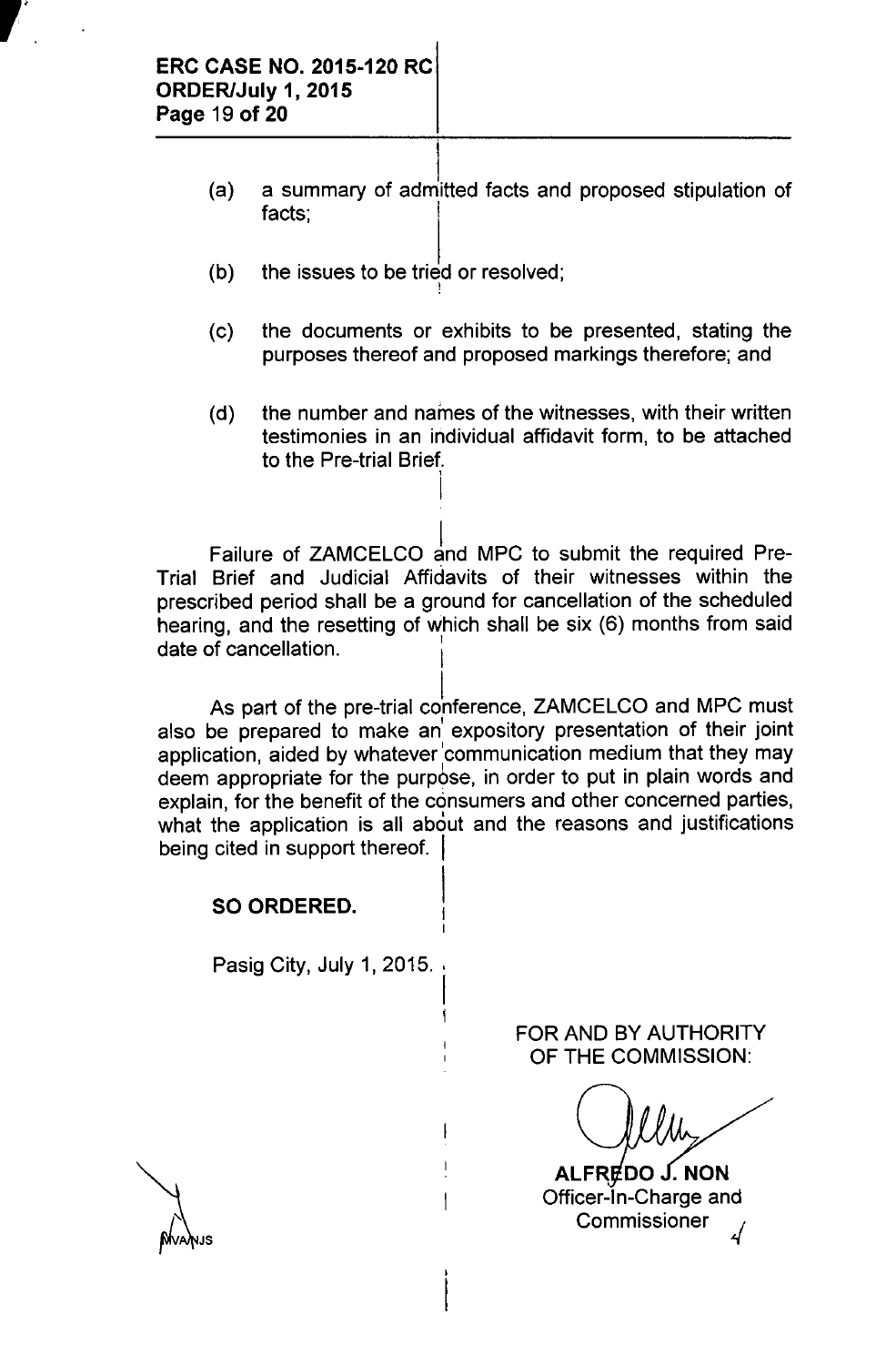(a) a summary of admitted facts and proposed stipulation of facts;

(b) the issues to be tried or resolved;

(c) the documents or exhibits to be presented, stating the purposes thereof and proposed markings therefore; and

(d) the number and names of the witnesses, with their written testimonies in an individual affidavit form, to be attached to the Pre-trial Brief.

Failure of ZAMCELCO and MPC to submit the required Pre-Trial Brief and Judicial Affidavits of their witnesses within the prescribed period shall be a ground for cancellation of the scheduled hearing, and the resetting of which shall be six (6) months from said date of cancellation.

As part of the pre-trial conference, ZAMCELCO and MPC must also be prepared to make an expository presentation of their joint application, aided by whatever communication medium that they may deem appropriate for the purpose, in order to put in plain words and explain, for the benefit of the consumers and other concerned parties, what the application is all about and the reasons and justifications being cited in support thereof.

**SO ORDERED.**

Pasig City, July 1, 2015.

FOR AND BY AUTHORITY OF THE COMMISSION:

**ALFREDO J. NON**
Officer-In-Charge and Commissioner

MVA/NJS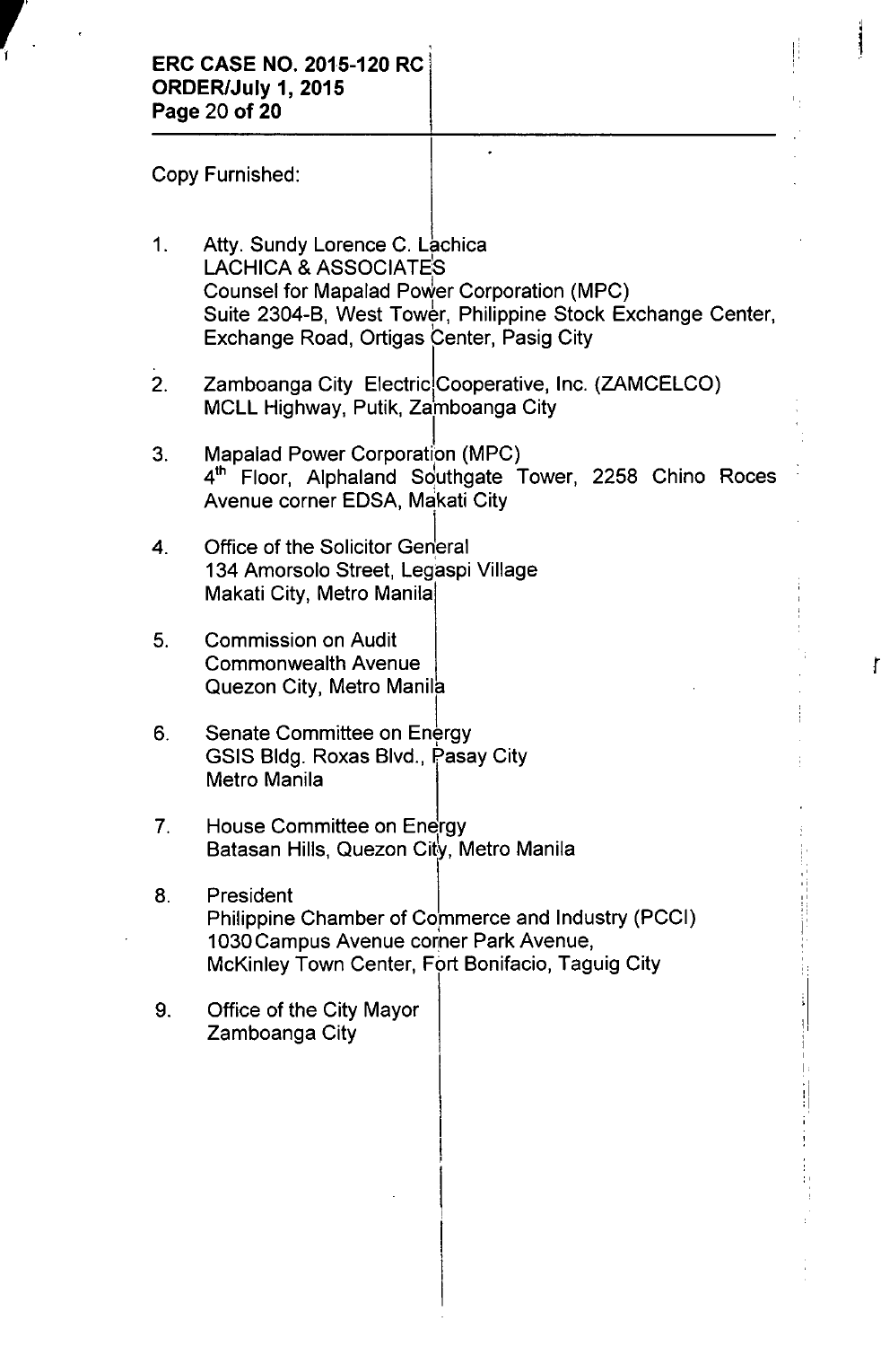Copy Furnished:

1. Atty. Sundy Lorence C. Lachica
   LACHICA & ASSOCIATES
   Counsel for Mapalad Power Corporation (MPC)
   Suite 2304-B, West Tower, Philippine Stock Exchange Center, Exchange Road, Ortigas Center, Pasig City

2. Zamboanga City Electric Cooperative, Inc. (ZAMCELCO)
   MCLL Highway, Putik, Zamboanga City

3. Mapalad Power Corporation (MPC)
   4th Floor, Alphaland Southgate Tower, 2258 Chino Roces Avenue corner EDSA, Makati City

4. Office of the Solicitor General
   134 Amorsolo Street, Legaspi Village
   Makati City, Metro Manila

5. Commission on Audit
   Commonwealth Avenue
   Quezon City, Metro Manila

6. Senate Committee on Energy
   GSIS Bldg. Roxas Blvd., Pasay City
   Metro Manila

7. House Committee on Energy
   Batasan Hills, Quezon City, Metro Manila

8. President
   Philippine Chamber of Commerce and Industry (PCCI)
   1030 Campus Avenue corner Park Avenue,
   McKinley Town Center, Fort Bonifacio, Taguig City

9. Office of the City Mayor
   Zamboanga City